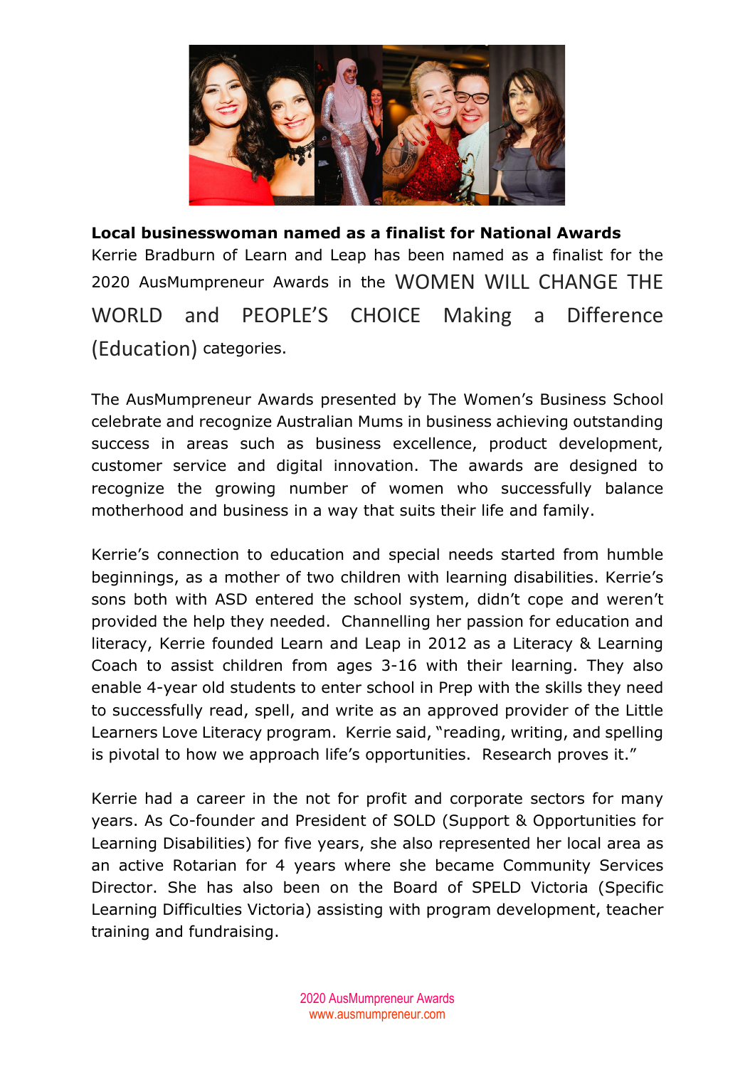**Local businesswoman named as a finalist for National Awards**

Kerrie Bradburn of Learn and Leap has been named as a finalist for the 2020 AusMumpreneur Awards in the WOMEN WILL CHANGE THE WORLD and PEOPLE'S CHOICE Making a Difference (Education) categories.

The AusMumpreneur Awards presented by The Women's Business School celebrate and recognize Australian Mums in business achieving outstanding success in areas such as business excellence, product development, customer service and digital innovation. The awards are designed to recognize the growing number of women who successfully balance motherhood and business in a way that suits their life and family.

Kerrie's connection to education and special needs started from humble beginnings, as a mother of two children with learning disabilities. Kerrie's sons both with ASD entered the school system, didn't cope and weren't provided the help they needed. Channelling her passion for education and literacy, Kerrie founded Learn and Leap in 2012 as a Literacy & Learning Coach to assist children from ages 3-16 with their learning. They also enable 4-year old students to enter school in Prep with the skills they need to successfully read, spell, and write as an approved provider of the Little Learners Love Literacy program. Kerrie said, "reading, writing, and spelling is pivotal to how we approach life's opportunities. Research proves it."

Kerrie had a career in the not for profit and corporate sectors for many years. As Co-founder and President of SOLD (Support & Opportunities for Learning Disabilities) for five years, she also represented her local area as an active Rotarian for 4 years where she became Community Services Director. She has also been on the Board of SPELD Victoria (Specific Learning Difficulties Victoria) assisting with program development, teacher training and fundraising.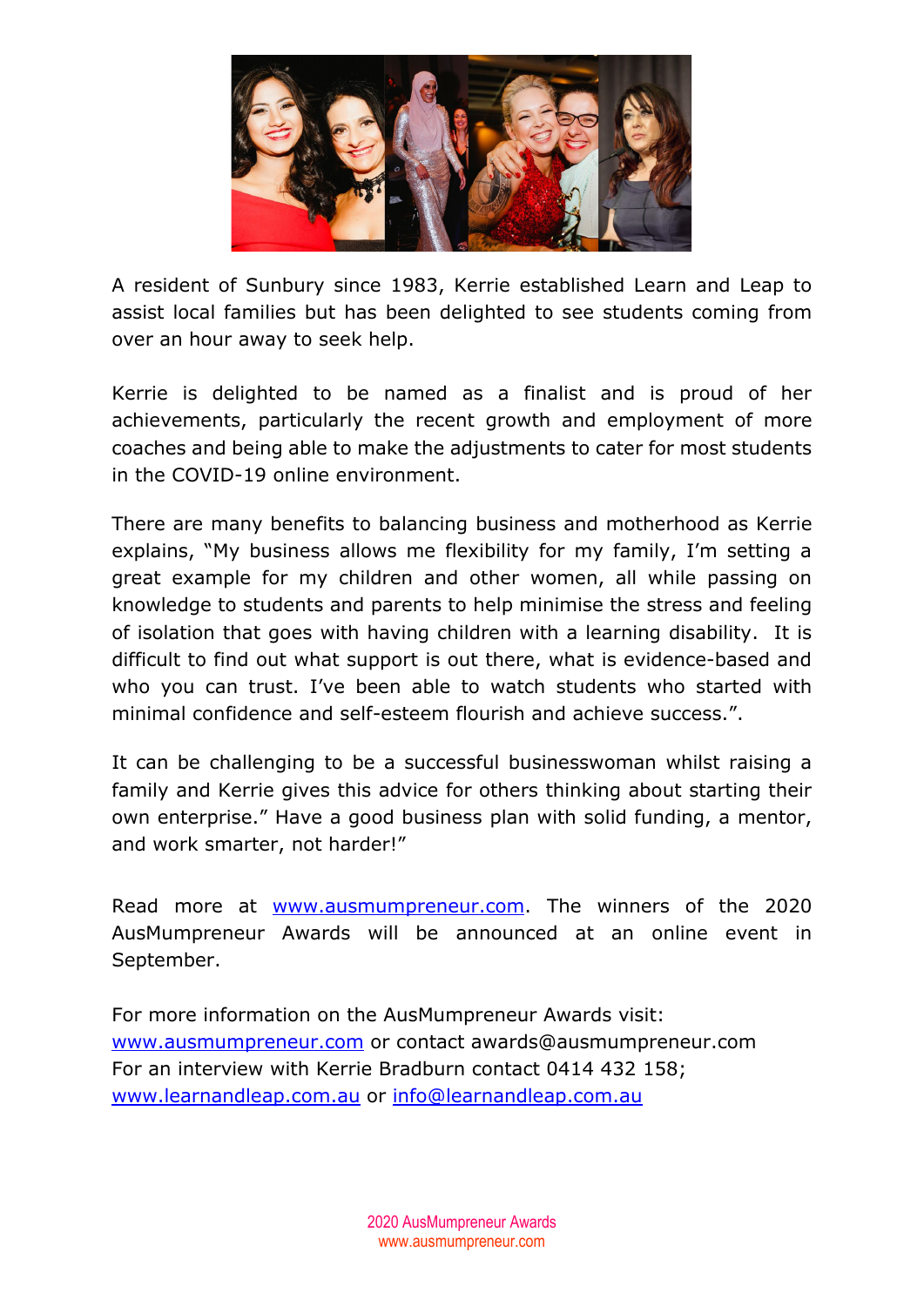A resident of Sunbury since 1983, Kerrie established Learn and Leap to assist local families but has been delighted to see students coming from over an hour away to seek help.

Kerrie is delighted to be named as a finalist and is proud of her achievements, particularly the recent growth and employment of more coaches and being able to make the adjustments to cater for most students in the COVID-19 online environment.

There are many benefits to balancing business and motherhood as Kerrie explains, "My business allows me flexibility for my family, I'm setting a great example for my children and other women, all while passing on knowledge to students and parents to help minimise the stress and feeling of isolation that goes with having children with a learning disability. It is difficult to find out what support is out there, what is evidence-based and who you can trust. I've been able to watch students who started with minimal confidence and self-esteem flourish and achieve success.".

It can be challenging to be a successful businesswoman whilst raising a family and Kerrie gives this advice for others thinking about starting their own enterprise." Have a good business plan with solid funding, a mentor, and work smarter, not harder!"

Read more at [www.ausmumpreneur.com](http://www.ausmumpreneur.com). The winners of the 2020 AusMumpreneur Awards will be announced at an online event in September.

For more information on the AusMumpreneur Awards visit:
[www.ausmumpreneur.com](http://www.ausmumpreneur.com) or contact awards@ausmumpreneur.com
For an interview with Kerrie Bradburn contact 0414 432 158;
[www.learnandleap.com.au](http://www.learnandleap.com.au) or [info@learnandleap.com.au](mailto:info@learnandleap.com.au)